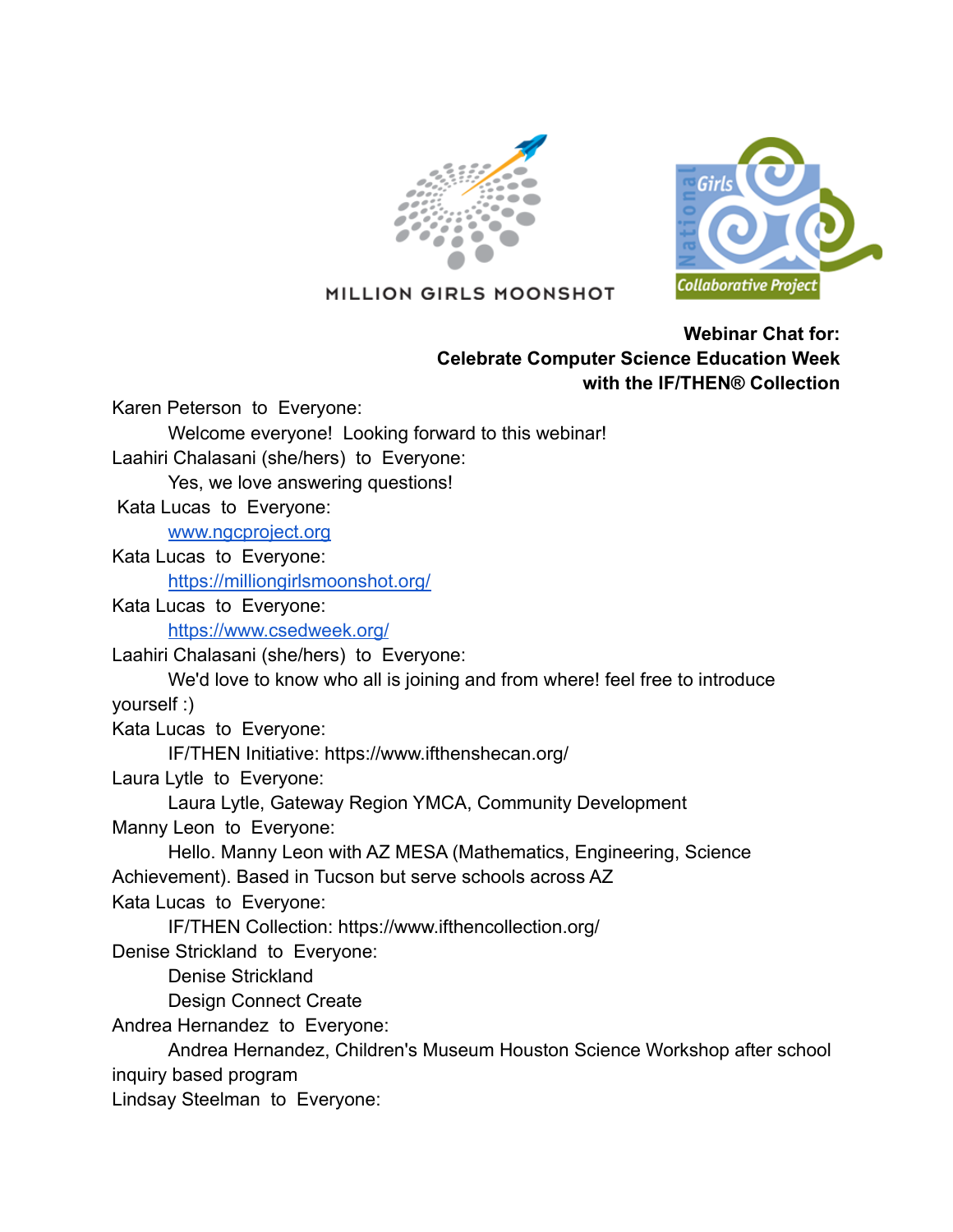MILLION GIRLS MOONSHOT

National Girls Collaborative Project

**Webinar Chat for:**
**Celebrate Computer Science Education Week**
**with the IF/THEN® Collection**

Karen Peterson to Everyone:
Welcome everyone! Looking forward to this webinar!

Laahiri Chalasani (she/hers) to Everyone:
Yes, we love answering questions!

Kata Lucas to Everyone:
www.ngcproject.org

Kata Lucas to Everyone:
https://milliongirlsmoonshot.org/

Kata Lucas to Everyone:
https://www.csedweek.org/

Laahiri Chalasani (she/hers) to Everyone:
We'd love to know who all is joining and from where! feel free to introduce yourself :)

Kata Lucas to Everyone:
IF/THEN Initiative: https://www.ifthenshecan.org/

Laura Lytle to Everyone:
Laura Lytle, Gateway Region YMCA, Community Development

Manny Leon to Everyone:
Hello. Manny Leon with AZ MESA (Mathematics, Engineering, Science Achievement). Based in Tucson but serve schools across AZ

Kata Lucas to Everyone:
IF/THEN Collection: https://www.ifthencollection.org/

Denise Strickland to Everyone:
Denise Strickland
Design Connect Create

Andrea Hernandez to Everyone:
Andrea Hernandez, Children's Museum Houston Science Workshop after school inquiry based program

Lindsay Steelman to Everyone: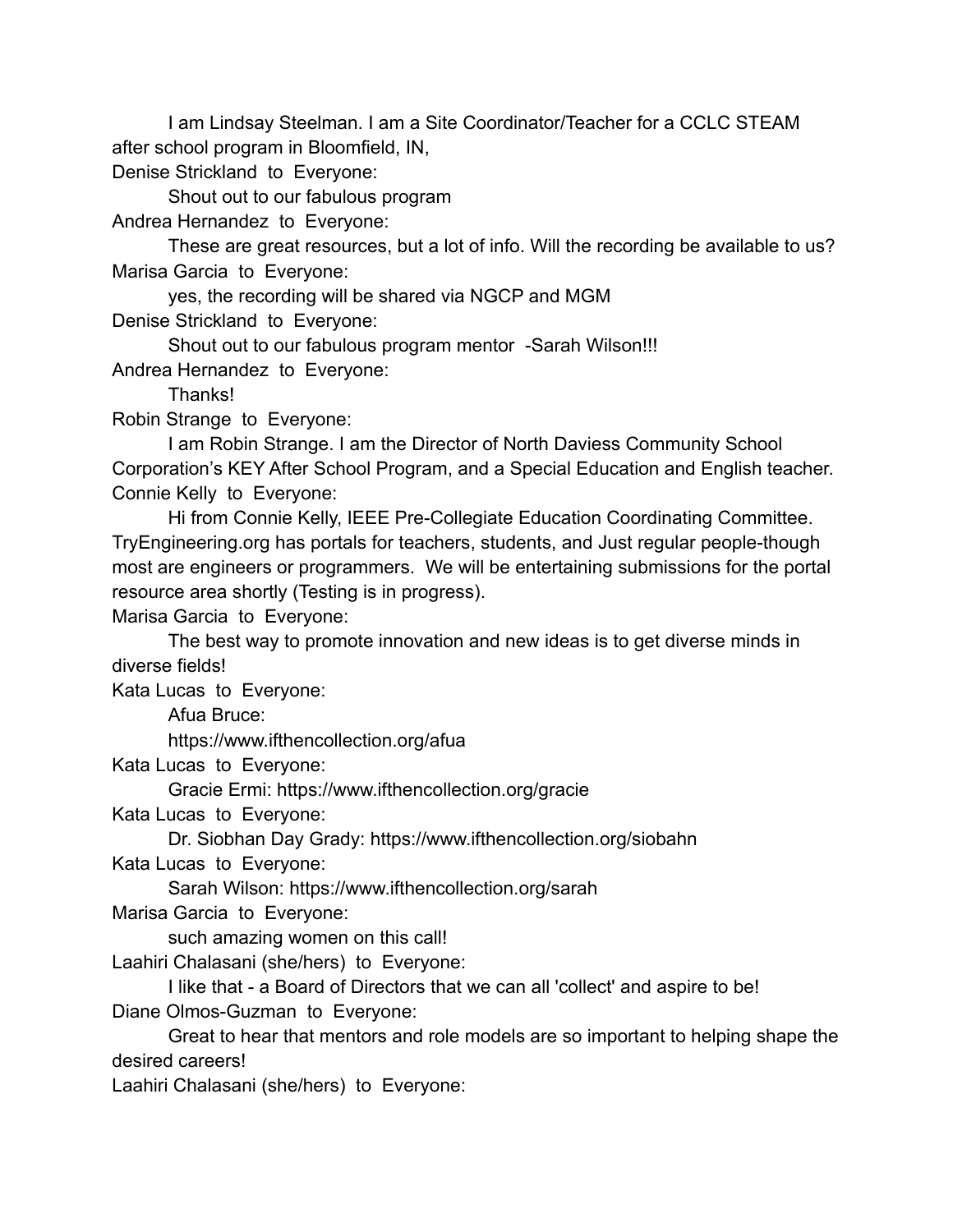I am Lindsay Steelman. I am a Site Coordinator/Teacher for a CCLC STEAM after school program in Bloomfield, IN,

Denise Strickland to Everyone:

Shout out to our fabulous program

Andrea Hernandez to Everyone:

These are great resources, but a lot of info. Will the recording be available to us?

Marisa Garcia to Everyone:

yes, the recording will be shared via NGCP and MGM

Denise Strickland to Everyone:

Shout out to our fabulous program mentor -Sarah Wilson!!!

Andrea Hernandez to Everyone:

Thanks!

Robin Strange to Everyone:

I am Robin Strange. I am the Director of North Daviess Community School Corporation's KEY After School Program, and a Special Education and English teacher.

Connie Kelly to Everyone:

Hi from Connie Kelly, IEEE Pre-Collegiate Education Coordinating Committee. TryEngineering.org has portals for teachers, students, and Just regular people-though most are engineers or programmers. We will be entertaining submissions for the portal resource area shortly (Testing is in progress).

Marisa Garcia to Everyone:

The best way to promote innovation and new ideas is to get diverse minds in diverse fields!

Kata Lucas to Everyone:

Afua Bruce:

https://www.ifthencollection.org/afua

Kata Lucas to Everyone:

Gracie Ermi: https://www.ifthencollection.org/gracie

Kata Lucas to Everyone:

Dr. Siobhan Day Grady: https://www.ifthencollection.org/siobahn

Kata Lucas to Everyone:

Sarah Wilson: https://www.ifthencollection.org/sarah

Marisa Garcia to Everyone:

such amazing women on this call!

Laahiri Chalasani (she/hers) to Everyone:

I like that - a Board of Directors that we can all 'collect' and aspire to be!

Diane Olmos-Guzman to Everyone:

Great to hear that mentors and role models are so important to helping shape the desired careers!

Laahiri Chalasani (she/hers) to Everyone: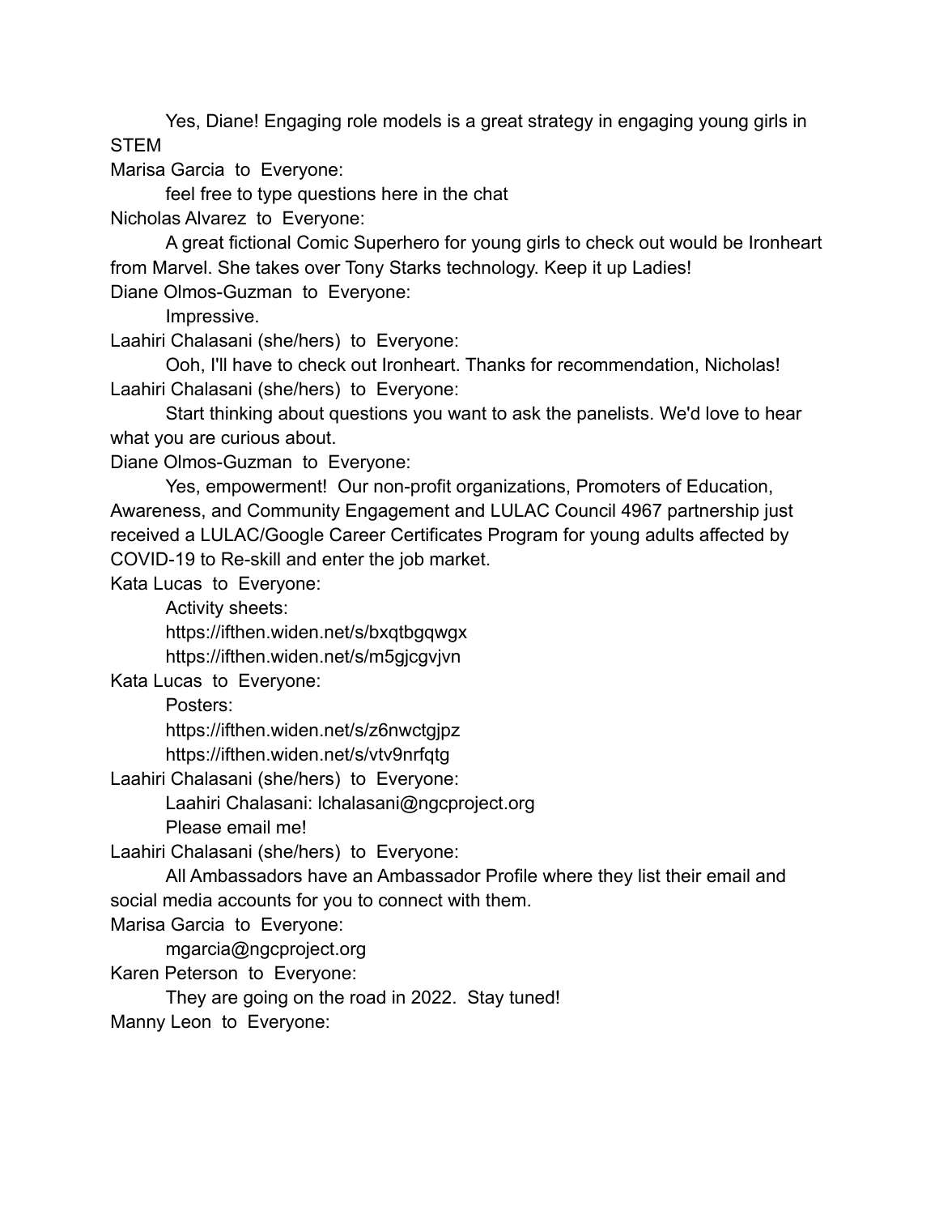Yes, Diane! Engaging role models is a great strategy in engaging young girls in STEM

Marisa Garcia  to  Everyone:

feel free to type questions here in the chat

Nicholas Alvarez  to  Everyone:

A great fictional Comic Superhero for young girls to check out would be Ironheart from Marvel. She takes over Tony Starks technology. Keep it up Ladies!

Diane Olmos-Guzman  to  Everyone:

Impressive.

Laahiri Chalasani (she/hers)  to  Everyone:

Ooh, I'll have to check out Ironheart. Thanks for recommendation, Nicholas!

Laahiri Chalasani (she/hers)  to  Everyone:

Start thinking about questions you want to ask the panelists. We'd love to hear what you are curious about.

Diane Olmos-Guzman  to  Everyone:

Yes, empowerment!  Our non-profit organizations, Promoters of Education, Awareness, and Community Engagement and LULAC Council 4967 partnership just received a LULAC/Google Career Certificates Program for young adults affected by COVID-19 to Re-skill and enter the job market.

Kata Lucas  to  Everyone:

Activity sheets:

https://ifthen.widen.net/s/bxqtbgqwgx

https://ifthen.widen.net/s/m5gjcgvjvn

Kata Lucas  to  Everyone:

Posters:

https://ifthen.widen.net/s/z6nwctgjpz

https://ifthen.widen.net/s/vtv9nrfqtg

Laahiri Chalasani (she/hers)  to  Everyone:

Laahiri Chalasani: lchalasani@ngcproject.org

Please email me!

Laahiri Chalasani (she/hers)  to  Everyone:

All Ambassadors have an Ambassador Profile where they list their email and social media accounts for you to connect with them.

Marisa Garcia  to  Everyone:

mgarcia@ngcproject.org

Karen Peterson  to  Everyone:

They are going on the road in 2022.  Stay tuned!

Manny Leon  to  Everyone: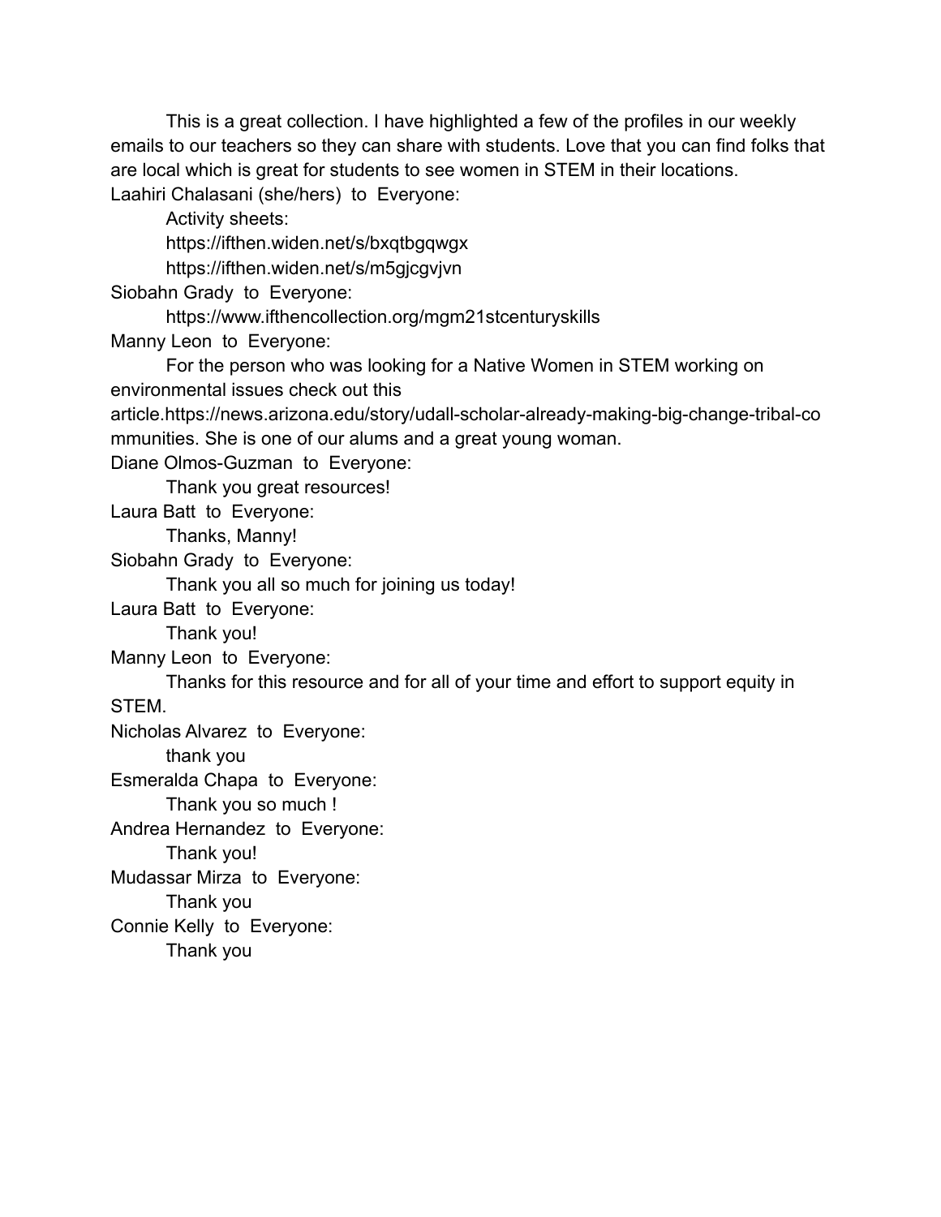This is a great collection. I have highlighted a few of the profiles in our weekly emails to our teachers so they can share with students. Love that you can find folks that are local which is great for students to see women in STEM in their locations.

Laahiri Chalasani (she/hers) to Everyone:

Activity sheets:
https://ifthen.widen.net/s/bxqtbgqwgx
https://ifthen.widen.net/s/m5gjcgvjvn

Siobahn Grady to Everyone:

https://www.ifthencollection.org/mgm21stcenturyskills

Manny Leon to Everyone:

For the person who was looking for a Native Women in STEM working on environmental issues check out this article.https://news.arizona.edu/story/udall-scholar-already-making-big-change-tribal-communities. She is one of our alums and a great young woman.

Diane Olmos-Guzman to Everyone:

Thank you great resources!

Laura Batt to Everyone:

Thanks, Manny!

Siobahn Grady to Everyone:

Thank you all so much for joining us today!

Laura Batt to Everyone:

Thank you!

Manny Leon to Everyone:

Thanks for this resource and for all of your time and effort to support equity in STEM.

Nicholas Alvarez to Everyone:

thank you

Esmeralda Chapa to Everyone:

Thank you so much !

Andrea Hernandez to Everyone:

Thank you!

Mudassar Mirza to Everyone:

Thank you

Connie Kelly to Everyone:

Thank you